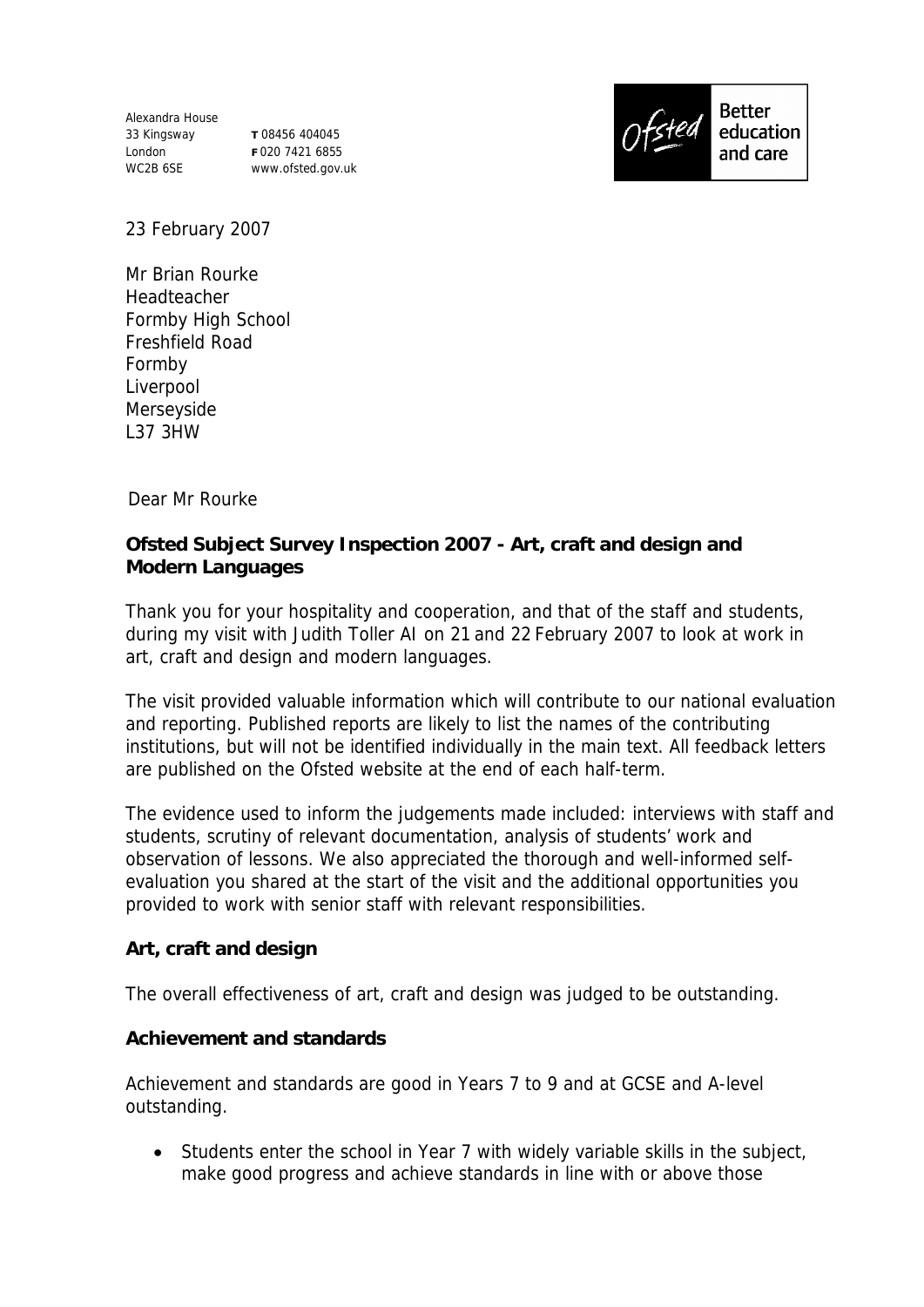Alexandra House
33 Kingsway
London
WC2B 6SE

**T** 08456 404045
**F** 020 7421 6855
www.ofsted.gov.uk

Ofsted Better education and care

23 February 2007

Mr Brian Rourke
Headteacher
Formby High School
Freshfield Road
Formby
Liverpool
Merseyside
L37 3HW

Dear Mr Rourke

**Ofsted Subject Survey Inspection 2007 - Art, craft and design and Modern Languages**

Thank you for your hospitality and cooperation, and that of the staff and students, during my visit with Judith Toller AI on 21 and 22 February 2007 to look at work in art, craft and design and modern languages.

The visit provided valuable information which will contribute to our national evaluation and reporting. Published reports are likely to list the names of the contributing institutions, but will not be identified individually in the main text. All feedback letters are published on the Ofsted website at the end of each half-term.

The evidence used to inform the judgements made included: interviews with staff and students, scrutiny of relevant documentation, analysis of students' work and observation of lessons. We also appreciated the thorough and well-informed self-evaluation you shared at the start of the visit and the additional opportunities you provided to work with senior staff with relevant responsibilities.

**Art, craft and design**

The overall effectiveness of art, craft and design was judged to be outstanding.

**Achievement and standards**

Achievement and standards are good in Years 7 to 9 and at GCSE and A-level outstanding.

- Students enter the school in Year 7 with widely variable skills in the subject, make good progress and achieve standards in line with or above those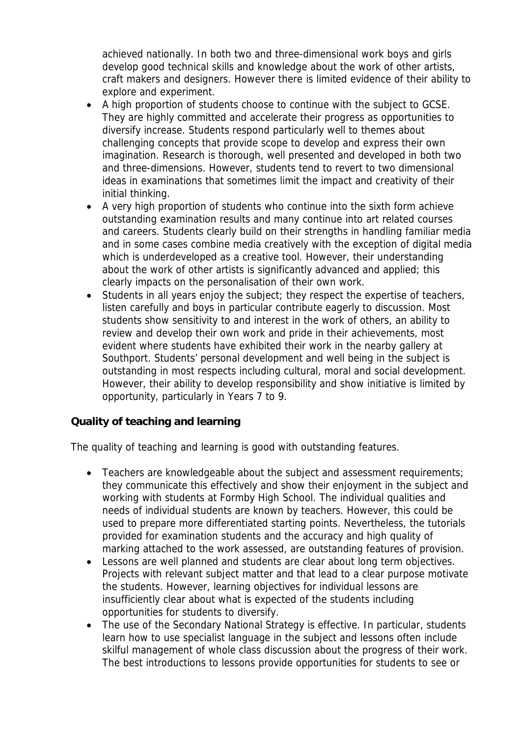achieved nationally. In both two and three-dimensional work boys and girls develop good technical skills and knowledge about the work of other artists, craft makers and designers. However there is limited evidence of their ability to explore and experiment.

- A high proportion of students choose to continue with the subject to GCSE. They are highly committed and accelerate their progress as opportunities to diversify increase. Students respond particularly well to themes about challenging concepts that provide scope to develop and express their own imagination. Research is thorough, well presented and developed in both two and three-dimensions. However, students tend to revert to two dimensional ideas in examinations that sometimes limit the impact and creativity of their initial thinking.
- A very high proportion of students who continue into the sixth form achieve outstanding examination results and many continue into art related courses and careers. Students clearly build on their strengths in handling familiar media and in some cases combine media creatively with the exception of digital media which is underdeveloped as a creative tool. However, their understanding about the work of other artists is significantly advanced and applied; this clearly impacts on the personalisation of their own work.
- Students in all years enjoy the subject; they respect the expertise of teachers, listen carefully and boys in particular contribute eagerly to discussion. Most students show sensitivity to and interest in the work of others, an ability to review and develop their own work and pride in their achievements, most evident where students have exhibited their work in the nearby gallery at Southport. Students' personal development and well being in the subject is outstanding in most respects including cultural, moral and social development. However, their ability to develop responsibility and show initiative is limited by opportunity, particularly in Years 7 to 9.

**Quality of teaching and learning**

The quality of teaching and learning is good with outstanding features.

- Teachers are knowledgeable about the subject and assessment requirements; they communicate this effectively and show their enjoyment in the subject and working with students at Formby High School. The individual qualities and needs of individual students are known by teachers. However, this could be used to prepare more differentiated starting points. Nevertheless, the tutorials provided for examination students and the accuracy and high quality of marking attached to the work assessed, are outstanding features of provision.
- Lessons are well planned and students are clear about long term objectives. Projects with relevant subject matter and that lead to a clear purpose motivate the students. However, learning objectives for individual lessons are insufficiently clear about what is expected of the students including opportunities for students to diversify.
- The use of the Secondary National Strategy is effective. In particular, students learn how to use specialist language in the subject and lessons often include skilful management of whole class discussion about the progress of their work. The best introductions to lessons provide opportunities for students to see or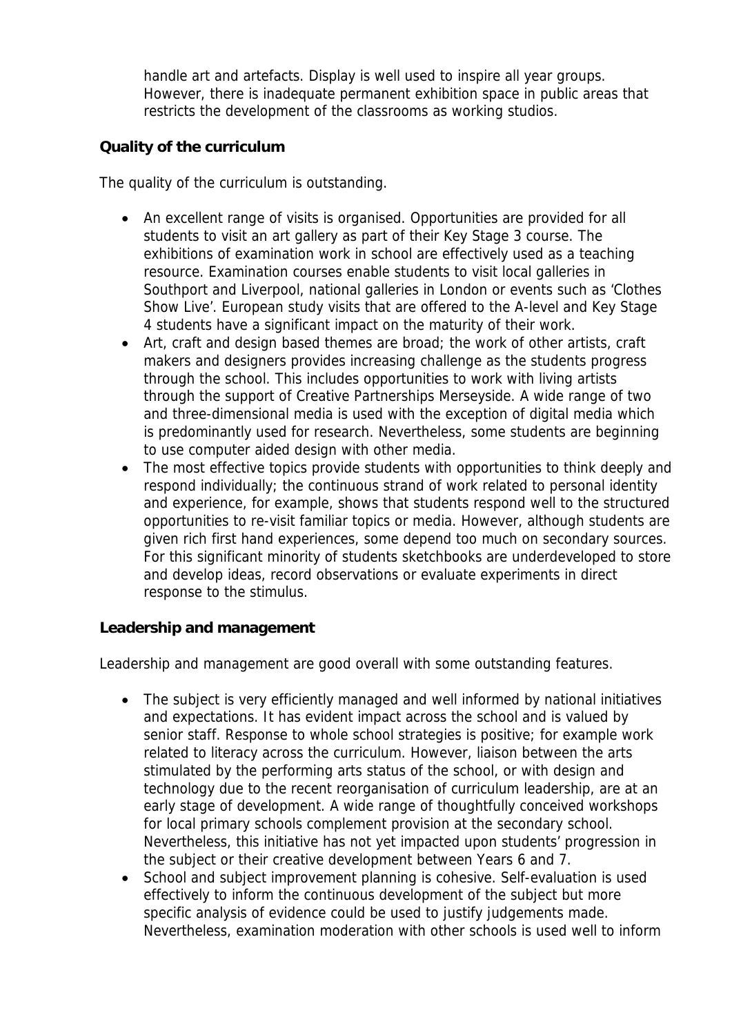handle art and artefacts. Display is well used to inspire all year groups. However, there is inadequate permanent exhibition space in public areas that restricts the development of the classrooms as working studios.

**Quality of the curriculum**

The quality of the curriculum is outstanding.

- An excellent range of visits is organised. Opportunities are provided for all students to visit an art gallery as part of their Key Stage 3 course. The exhibitions of examination work in school are effectively used as a teaching resource. Examination courses enable students to visit local galleries in Southport and Liverpool, national galleries in London or events such as 'Clothes Show Live'. European study visits that are offered to the A-level and Key Stage 4 students have a significant impact on the maturity of their work.
- Art, craft and design based themes are broad; the work of other artists, craft makers and designers provides increasing challenge as the students progress through the school. This includes opportunities to work with living artists through the support of Creative Partnerships Merseyside. A wide range of two and three-dimensional media is used with the exception of digital media which is predominantly used for research. Nevertheless, some students are beginning to use computer aided design with other media.
- The most effective topics provide students with opportunities to think deeply and respond individually; the continuous strand of work related to personal identity and experience, for example, shows that students respond well to the structured opportunities to re-visit familiar topics or media. However, although students are given rich first hand experiences, some depend too much on secondary sources. For this significant minority of students sketchbooks are underdeveloped to store and develop ideas, record observations or evaluate experiments in direct response to the stimulus.

**Leadership and management**

Leadership and management are good overall with some outstanding features.

- The subject is very efficiently managed and well informed by national initiatives and expectations. It has evident impact across the school and is valued by senior staff. Response to whole school strategies is positive; for example work related to literacy across the curriculum. However, liaison between the arts stimulated by the performing arts status of the school, or with design and technology due to the recent reorganisation of curriculum leadership, are at an early stage of development. A wide range of thoughtfully conceived workshops for local primary schools complement provision at the secondary school. Nevertheless, this initiative has not yet impacted upon students' progression in the subject or their creative development between Years 6 and 7.
- School and subject improvement planning is cohesive. Self-evaluation is used effectively to inform the continuous development of the subject but more specific analysis of evidence could be used to justify judgements made. Nevertheless, examination moderation with other schools is used well to inform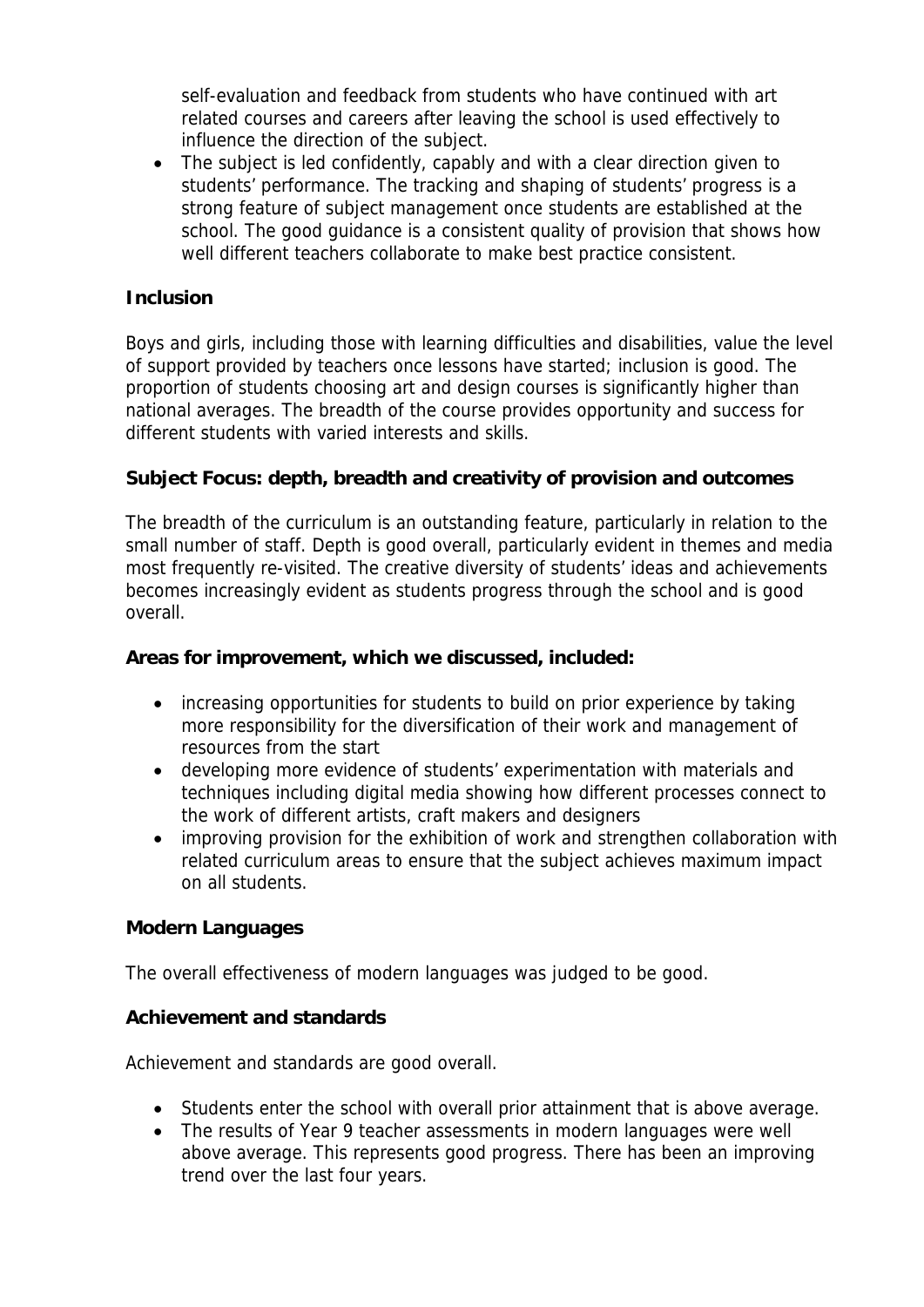self-evaluation and feedback from students who have continued with art related courses and careers after leaving the school is used effectively to influence the direction of the subject.

- The subject is led confidently, capably and with a clear direction given to students' performance. The tracking and shaping of students' progress is a strong feature of subject management once students are established at the school. The good guidance is a consistent quality of provision that shows how well different teachers collaborate to make best practice consistent.

**Inclusion**

Boys and girls, including those with learning difficulties and disabilities, value the level of support provided by teachers once lessons have started; inclusion is good. The proportion of students choosing art and design courses is significantly higher than national averages. The breadth of the course provides opportunity and success for different students with varied interests and skills.

**Subject Focus: depth, breadth and creativity of provision and outcomes**

The breadth of the curriculum is an outstanding feature, particularly in relation to the small number of staff. Depth is good overall, particularly evident in themes and media most frequently re-visited. The creative diversity of students' ideas and achievements becomes increasingly evident as students progress through the school and is good overall.

**Areas for improvement, which we discussed, included:**

- increasing opportunities for students to build on prior experience by taking more responsibility for the diversification of their work and management of resources from the start
- developing more evidence of students' experimentation with materials and techniques including digital media showing how different processes connect to the work of different artists, craft makers and designers
- improving provision for the exhibition of work and strengthen collaboration with related curriculum areas to ensure that the subject achieves maximum impact on all students.

**Modern Languages**

The overall effectiveness of modern languages was judged to be good.

**Achievement and standards**

Achievement and standards are good overall.

- Students enter the school with overall prior attainment that is above average.
- The results of Year 9 teacher assessments in modern languages were well above average. This represents good progress. There has been an improving trend over the last four years.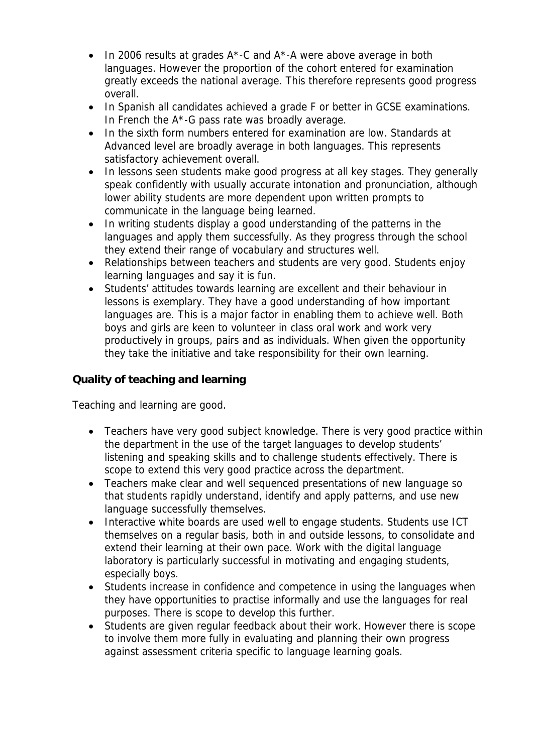- In 2006 results at grades A*-C and A*-A were above average in both languages. However the proportion of the cohort entered for examination greatly exceeds the national average. This therefore represents good progress overall.
- In Spanish all candidates achieved a grade F or better in GCSE examinations. In French the A*-G pass rate was broadly average.
- In the sixth form numbers entered for examination are low. Standards at Advanced level are broadly average in both languages. This represents satisfactory achievement overall.
- In lessons seen students make good progress at all key stages. They generally speak confidently with usually accurate intonation and pronunciation, although lower ability students are more dependent upon written prompts to communicate in the language being learned.
- In writing students display a good understanding of the patterns in the languages and apply them successfully. As they progress through the school they extend their range of vocabulary and structures well.
- Relationships between teachers and students are very good. Students enjoy learning languages and say it is fun.
- Students' attitudes towards learning are excellent and their behaviour in lessons is exemplary. They have a good understanding of how important languages are. This is a major factor in enabling them to achieve well. Both boys and girls are keen to volunteer in class oral work and work very productively in groups, pairs and as individuals. When given the opportunity they take the initiative and take responsibility for their own learning.

**Quality of teaching and learning**

Teaching and learning are good.

- Teachers have very good subject knowledge. There is very good practice within the department in the use of the target languages to develop students' listening and speaking skills and to challenge students effectively. There is scope to extend this very good practice across the department.
- Teachers make clear and well sequenced presentations of new language so that students rapidly understand, identify and apply patterns, and use new language successfully themselves.
- Interactive white boards are used well to engage students. Students use ICT themselves on a regular basis, both in and outside lessons, to consolidate and extend their learning at their own pace. Work with the digital language laboratory is particularly successful in motivating and engaging students, especially boys.
- Students increase in confidence and competence in using the languages when they have opportunities to practise informally and use the languages for real purposes. There is scope to develop this further.
- Students are given regular feedback about their work. However there is scope to involve them more fully in evaluating and planning their own progress against assessment criteria specific to language learning goals.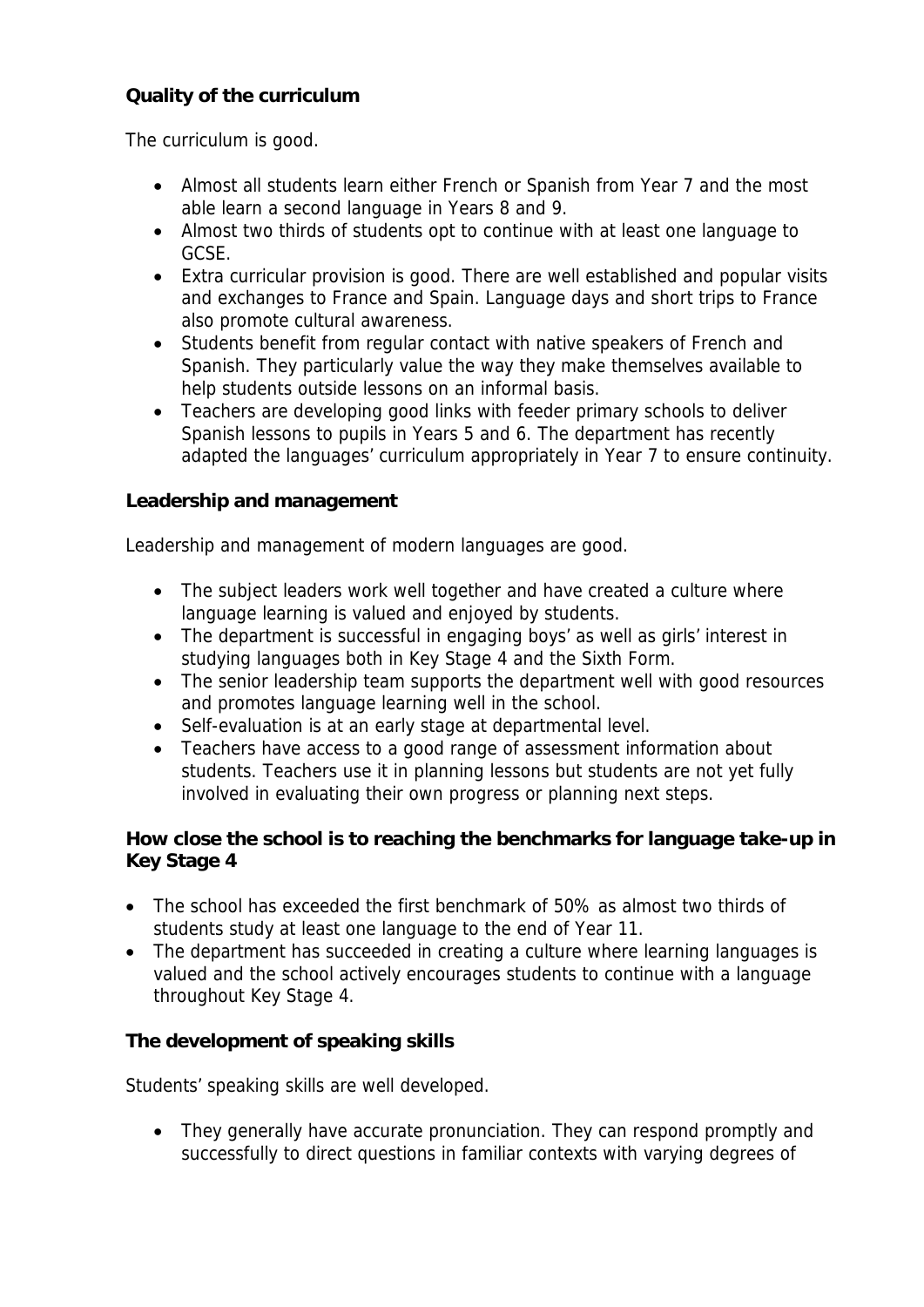**Quality of the curriculum**

The curriculum is good.

- Almost all students learn either French or Spanish from Year 7 and the most able learn a second language in Years 8 and 9.
- Almost two thirds of students opt to continue with at least one language to GCSE.
- Extra curricular provision is good. There are well established and popular visits and exchanges to France and Spain. Language days and short trips to France also promote cultural awareness.
- Students benefit from regular contact with native speakers of French and Spanish. They particularly value the way they make themselves available to help students outside lessons on an informal basis.
- Teachers are developing good links with feeder primary schools to deliver Spanish lessons to pupils in Years 5 and 6. The department has recently adapted the languages' curriculum appropriately in Year 7 to ensure continuity.

**Leadership and management**

Leadership and management of modern languages are good.

- The subject leaders work well together and have created a culture where language learning is valued and enjoyed by students.
- The department is successful in engaging boys' as well as girls' interest in studying languages both in Key Stage 4 and the Sixth Form.
- The senior leadership team supports the department well with good resources and promotes language learning well in the school.
- Self-evaluation is at an early stage at departmental level.
- Teachers have access to a good range of assessment information about students. Teachers use it in planning lessons but students are not yet fully involved in evaluating their own progress or planning next steps.

**How close the school is to reaching the benchmarks for language take-up in Key Stage 4**

- The school has exceeded the first benchmark of 50% as almost two thirds of students study at least one language to the end of Year 11.
- The department has succeeded in creating a culture where learning languages is valued and the school actively encourages students to continue with a language throughout Key Stage 4.

**The development of speaking skills**

Students' speaking skills are well developed.

- They generally have accurate pronunciation. They can respond promptly and successfully to direct questions in familiar contexts with varying degrees of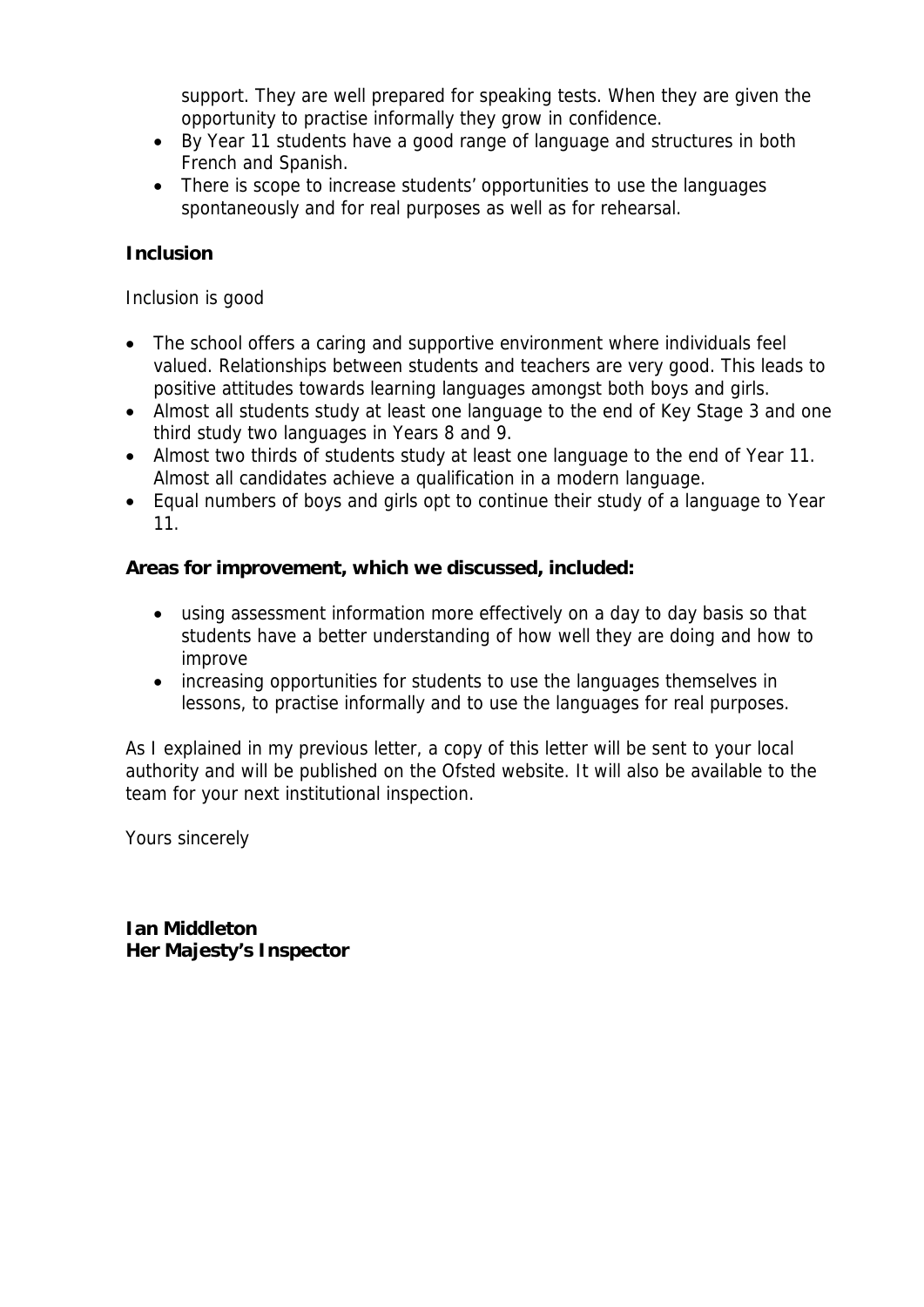support. They are well prepared for speaking tests. When they are given the opportunity to practise informally they grow in confidence.

- By Year 11 students have a good range of language and structures in both French and Spanish.
- There is scope to increase students' opportunities to use the languages spontaneously and for real purposes as well as for rehearsal.

**Inclusion**

Inclusion is good

- The school offers a caring and supportive environment where individuals feel valued. Relationships between students and teachers are very good. This leads to positive attitudes towards learning languages amongst both boys and girls.
- Almost all students study at least one language to the end of Key Stage 3 and one third study two languages in Years 8 and 9.
- Almost two thirds of students study at least one language to the end of Year 11. Almost all candidates achieve a qualification in a modern language.
- Equal numbers of boys and girls opt to continue their study of a language to Year 11.

**Areas for improvement, which we discussed, included:**

- using assessment information more effectively on a day to day basis so that students have a better understanding of how well they are doing and how to improve
- increasing opportunities for students to use the languages themselves in lessons, to practise informally and to use the languages for real purposes.

As I explained in my previous letter, a copy of this letter will be sent to your local authority and will be published on the Ofsted website. It will also be available to the team for your next institutional inspection.

Yours sincerely

**Ian Middleton**
**Her Majesty's Inspector**